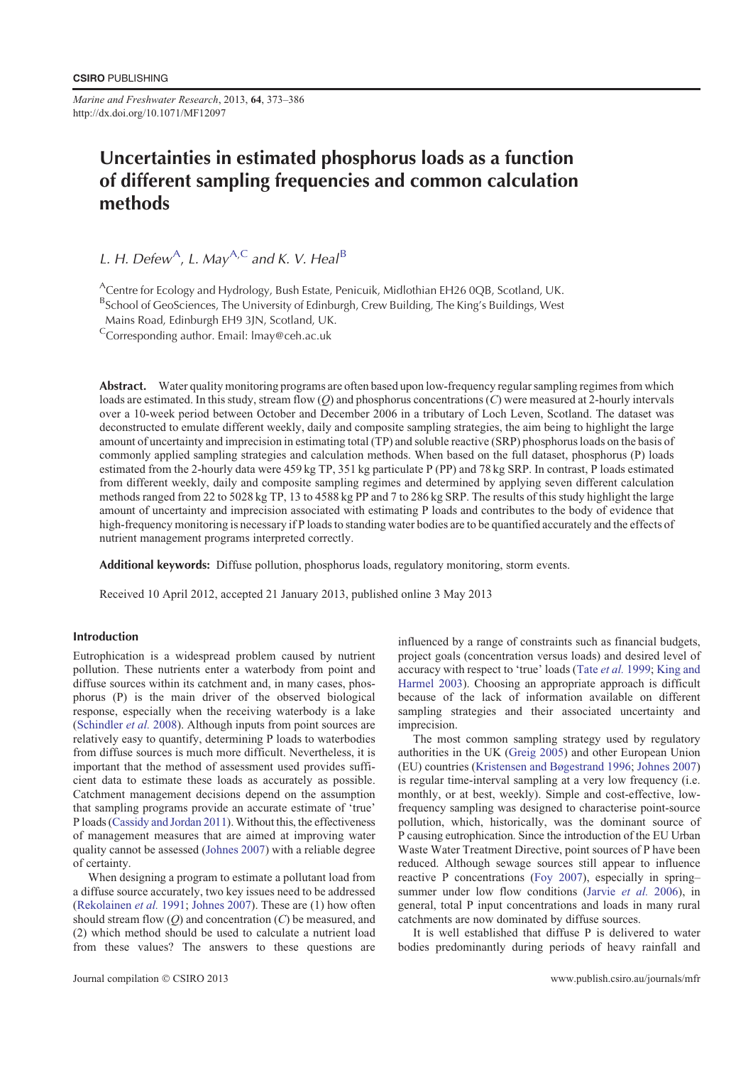# Uncertainties in estimated phosphorus loads as a function of different sampling frequencies and common calculation methods

*L. H. Defew*[A], *L. May*[A,C] *and K. V. Heal*[B]

[A]Centre for Ecology and Hydrology, Bush Estate, Penicuik, Midlothian EH26 0QB, Scotland, UK.
[B]School of GeoSciences, The University of Edinburgh, Crew Building, The King's Buildings, West Mains Road, Edinburgh EH9 3JN, Scotland, UK.
[C]Corresponding author. Email: lmay@ceh.ac.uk

**Abstract.** Water quality monitoring programs are often based upon low-frequency regular sampling regimes from which loads are estimated. In this study, stream flow ($Q$) and phosphorus concentrations ($C$) were measured at 2-hourly intervals over a 10-week period between October and December 2006 in a tributary of Loch Leven, Scotland. The dataset was deconstructed to emulate different weekly, daily and composite sampling strategies, the aim being to highlight the large amount of uncertainty and imprecision in estimating total (TP) and soluble reactive (SRP) phosphorus loads on the basis of commonly applied sampling strategies and calculation methods. When based on the full dataset, phosphorus (P) loads estimated from the 2-hourly data were 459 kg TP, 351 kg particulate P (PP) and 78 kg SRP. In contrast, P loads estimated from different weekly, daily and composite sampling regimes and determined by applying seven different calculation methods ranged from 22 to 5028 kg TP, 13 to 4588 kg PP and 7 to 286 kg SRP. The results of this study highlight the large amount of uncertainty and imprecision associated with estimating P loads and contributes to the body of evidence that high-frequency monitoring is necessary if P loads to standing water bodies are to be quantified accurately and the effects of nutrient management programs interpreted correctly.

**Additional keywords:** Diffuse pollution, phosphorus loads, regulatory monitoring, storm events.

Received 10 April 2012, accepted 21 January 2013, published online 3 May 2013

## Introduction

Eutrophication is a widespread problem caused by nutrient pollution. These nutrients enter a waterbody from point and diffuse sources within its catchment and, in many cases, phosphorus (P) is the main driver of the observed biological response, especially when the receiving waterbody is a lake (Schindler *et al.* 2008). Although inputs from point sources are relatively easy to quantify, determining P loads to waterbodies from diffuse sources is much more difficult. Nevertheless, it is important that the method of assessment used provides sufficient data to estimate these loads as accurately as possible. Catchment management decisions depend on the assumption that sampling programs provide an accurate estimate of 'true' P loads (Cassidy and Jordan 2011). Without this, the effectiveness of management measures that are aimed at improving water quality cannot be assessed (Johnes 2007) with a reliable degree of certainty.

When designing a program to estimate a pollutant load from a diffuse source accurately, two key issues need to be addressed (Rekolainen *et al.* 1991; Johnes 2007). These are (1) how often should stream flow ($Q$) and concentration ($C$) be measured, and (2) which method should be used to calculate a nutrient load from these values? The answers to these questions are influenced by a range of constraints such as financial budgets, project goals (concentration versus loads) and desired level of accuracy with respect to 'true' loads (Tate *et al.* 1999; King and Harmel 2003). Choosing an appropriate approach is difficult because of the lack of information available on different sampling strategies and their associated uncertainty and imprecision.

The most common sampling strategy used by regulatory authorities in the UK (Greig 2005) and other European Union (EU) countries (Kristensen and Bøgestrand 1996; Johnes 2007) is regular time-interval sampling at a very low frequency (i.e. monthly, or at best, weekly). Simple and cost-effective, low-frequency sampling was designed to characterise point-source pollution, which, historically, was the dominant source of P causing eutrophication. Since the introduction of the EU Urban Waste Water Treatment Directive, point sources of P have been reduced. Although sewage sources still appear to influence reactive P concentrations (Foy 2007), especially in spring–summer under low flow conditions (Jarvie *et al.* 2006), in general, total P input concentrations and loads in many rural catchments are now dominated by diffuse sources.

It is well established that diffuse P is delivered to water bodies predominantly during periods of heavy rainfall and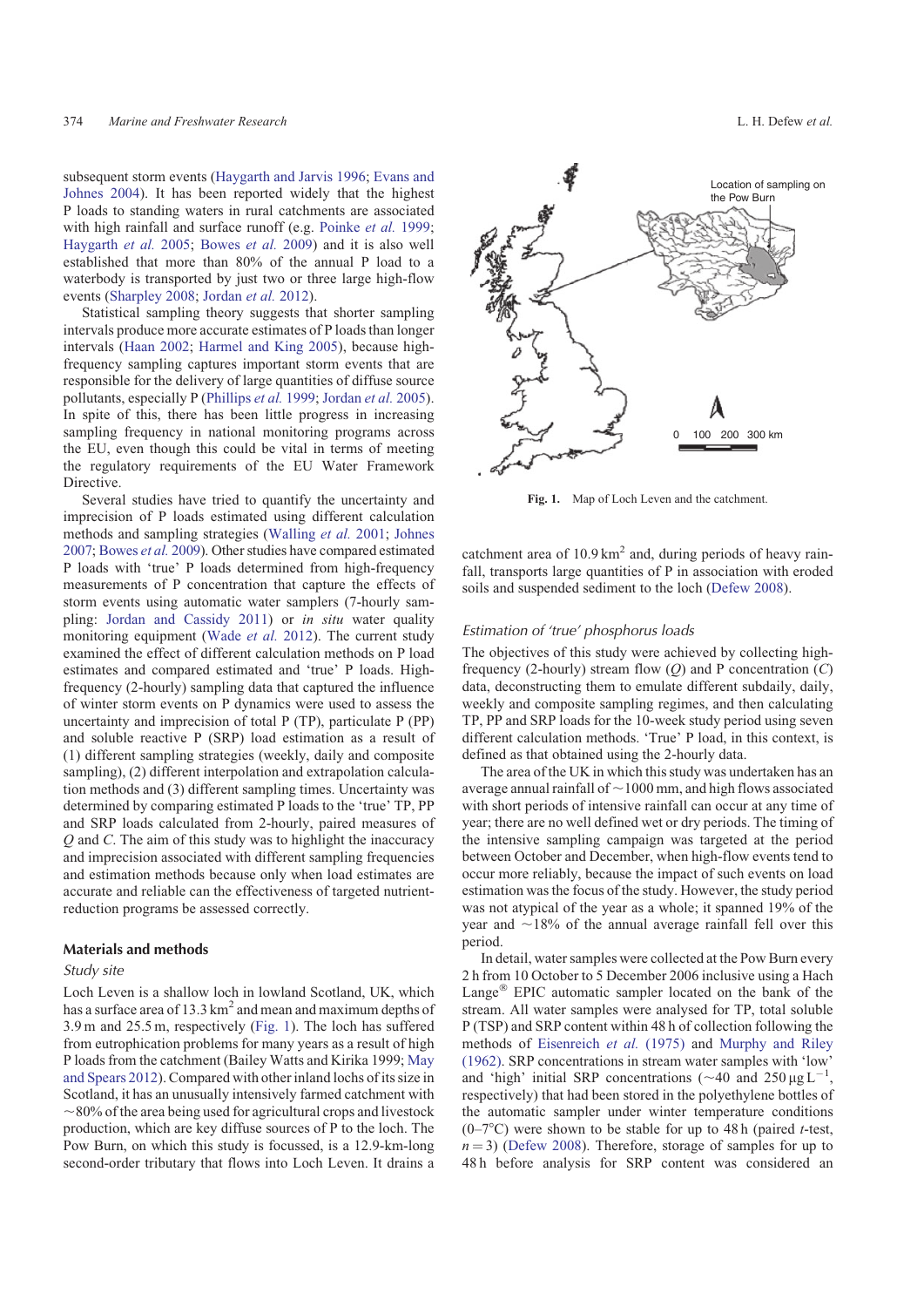subsequent storm events (Haygarth and Jarvis 1996; Evans and Johnes 2004). It has been reported widely that the highest P loads to standing waters in rural catchments are associated with high rainfall and surface runoff (e.g. Poinke *et al.* 1999; Haygarth *et al.* 2005; Bowes *et al.* 2009) and it is also well established that more than 80% of the annual P load to a waterbody is transported by just two or three large high-flow events (Sharpley 2008; Jordan *et al.* 2012).

Statistical sampling theory suggests that shorter sampling intervals produce more accurate estimates of P loads than longer intervals (Haan 2002; Harmel and King 2005), because high-frequency sampling captures important storm events that are responsible for the delivery of large quantities of diffuse source pollutants, especially P (Phillips *et al.* 1999; Jordan *et al.* 2005). In spite of this, there has been little progress in increasing sampling frequency in national monitoring programs across the EU, even though this could be vital in terms of meeting the regulatory requirements of the EU Water Framework Directive.

Several studies have tried to quantify the uncertainty and imprecision of P loads estimated using different calculation methods and sampling strategies (Walling *et al.* 2001; Johnes 2007; Bowes *et al.* 2009). Other studies have compared estimated P loads with 'true' P loads determined from high-frequency measurements of P concentration that capture the effects of storm events using automatic water samplers (7-hourly sampling: Jordan and Cassidy 2011) or *in situ* water quality monitoring equipment (Wade *et al.* 2012). The current study examined the effect of different calculation methods on P load estimates and compared estimated and 'true' P loads. High-frequency (2-hourly) sampling data that captured the influence of winter storm events on P dynamics were used to assess the uncertainty and imprecision of total P (TP), particulate P (PP) and soluble reactive P (SRP) load estimation as a result of (1) different sampling strategies (weekly, daily and composite sampling), (2) different interpolation and extrapolation calculation methods and (3) different sampling times. Uncertainty was determined by comparing estimated P loads to the 'true' TP, PP and SRP loads calculated from 2-hourly, paired measures of $Q$ and $C$. The aim of this study was to highlight the inaccuracy and imprecision associated with different sampling frequencies and estimation methods because only when load estimates are accurate and reliable can the effectiveness of targeted nutrient-reduction programs be assessed correctly.

## Materials and methods

### *Study site*

Loch Leven is a shallow loch in lowland Scotland, UK, which has a surface area of 13.3 $km^2$ and mean and maximum depths of 3.9 m and 25.5 m, respectively (Fig. 1). The loch has suffered from eutrophication problems for many years as a result of high P loads from the catchment (Bailey Watts and Kirika 1999; May and Spears 2012). Compared with other inland lochs of its size in Scotland, it has an unusually intensively farmed catchment with ~80% of the area being used for agricultural crops and livestock production, which are key diffuse sources of P to the loch. The Pow Burn, on which this study is focussed, is a 12.9-km-long second-order tributary that flows into Loch Leven. It drains a catchment area of 10.9 $km^2$ and, during periods of heavy rainfall, transports large quantities of P in association with eroded soils and suspended sediment to the loch (Defew 2008).

Location of sampling on the Pow Burn

0 100 200 300 km

**Fig. 1.** Map of Loch Leven and the catchment.

### *Estimation of 'true' phosphorus loads*

The objectives of this study were achieved by collecting high-frequency (2-hourly) stream flow ($Q$) and P concentration ($C$) data, deconstructing them to emulate different subdaily, daily, weekly and composite sampling regimes, and then calculating TP, PP and SRP loads for the 10-week study period using seven different calculation methods. 'True' P load, in this context, is defined as that obtained using the 2-hourly data.

The area of the UK in which this study was undertaken has an average annual rainfall of ~1000 mm, and high flows associated with short periods of intensive rainfall can occur at any time of year; there are no well defined wet or dry periods. The timing of the intensive sampling campaign was targeted at the period between October and December, when high-flow events tend to occur more reliably, because the impact of such events on load estimation was the focus of the study. However, the study period was not atypical of the year as a whole; it spanned 19% of the year and ~18% of the annual average rainfall fell over this period.

In detail, water samples were collected at the Pow Burn every 2 h from 10 October to 5 December 2006 inclusive using a Hach Lange® EPIC automatic sampler located on the bank of the stream. All water samples were analysed for TP, total soluble P (TSP) and SRP content within 48 h of collection following the methods of Eisenreich *et al.* (1975) and Murphy and Riley (1962). SRP concentrations in stream water samples with 'low' and 'high' initial SRP concentrations (~40 and 250 $\mu g\, L^{-1}$, respectively) that had been stored in the polyethylene bottles of the automatic sampler under winter temperature conditions (0–7°C) were shown to be stable for up to 48 h (paired *t*-test, $n = 3$) (Defew 2008). Therefore, storage of samples for up to 48 h before analysis for SRP content was considered an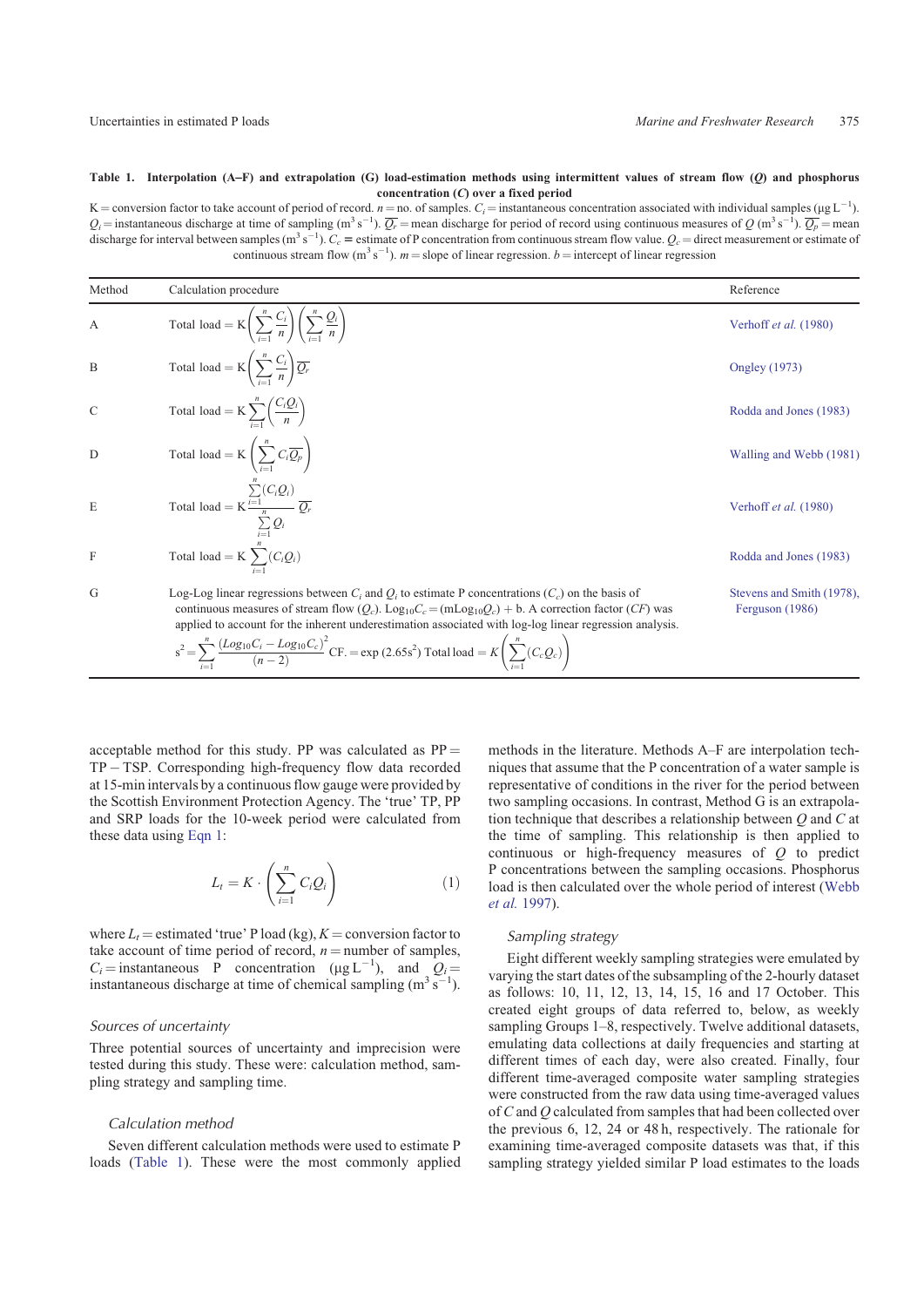**Table 1. Interpolation (A–F) and extrapolation (G) load-estimation methods using intermittent values of stream flow ($Q$) and phosphorus concentration ($C$) over a fixed period**

K = conversion factor to take account of period of record. $n$ = no. of samples. $C_i$ = instantaneous concentration associated with individual samples (µg L$^{-1}$). $Q_i$ = instantaneous discharge at time of sampling (m$^3$ s$^{-1}$). $\overline{Q_r}$ = mean discharge for period of record using continuous measures of $Q$ (m$^3$ s$^{-1}$). $\overline{Q_p}$ = mean discharge for interval between samples (m$^3$ s$^{-1}$). $C_c$ = estimate of P concentration from continuous stream flow value. $Q_c$ = direct measurement or estimate of continuous stream flow (m$^3$ s$^{-1}$). $m$ = slope of linear regression. $b$ = intercept of linear regression

| Method | Calculation procedure | Reference |
|---|---|---|
| A | $\text{Total load} = \text{K}\left(\sum_{i=1}^{n}\frac{C_i}{n}\right)\left(\sum_{i=1}^{n}\frac{Q_i}{n}\right)$ | Verhoff *et al.* (1980) |
| B | $\text{Total load} = \text{K}\left(\sum_{i=1}^{n}\frac{C_i}{n}\right)\overline{Q_r}$ | Ongley (1973) |
| C | $\text{Total load} = \text{K}\sum_{i=1}^{n}\left(\frac{C_iQ_i}{n}\right)$ | Rodda and Jones (1983) |
| D | $\text{Total load} = \text{K}\left(\sum_{i=1}^{n}C_i\overline{Q_p}\right)$ | Walling and Webb (1981) |
| E | $\text{Total load} = \text{K}\frac{\sum_{i=1}^{n}(C_iQ_i)}{\sum_{i=1}^{n}Q_i}\overline{Q_r}$ | Verhoff *et al.* (1980) |
| F | $\text{Total load} = \text{K}\sum_{i=1}^{n}(C_iQ_i)$ | Rodda and Jones (1983) |
| G | Log-Log linear regressions between $C_i$ and $Q_i$ to estimate P concentrations ($C_c$) on the basis of continuous measures of stream flow ($Q_c$). $\text{Log}_{10}C_c = (m\text{Log}_{10}Q_c) + \text{b}$. A correction factor ($CF$) was applied to account for the inherent underestimation associated with log-log linear regression analysis. $s^2 = \sum_{i=1}^{n}\frac{(Log_{10}C_i - Log_{10}C_c)^2}{(n-2)}$ CF. $= \exp(2.65s^2)$ Total load $= K\left(\sum_{i=1}^{n}(C_cQ_c)\right)$ | Stevens and Smith (1978), Ferguson (1986) |

acceptable method for this study. PP was calculated as PP = TP − TSP. Corresponding high-frequency flow data recorded at 15-min intervals by a continuous flow gauge were provided by the Scottish Environment Protection Agency. The 'true' TP, PP and SRP loads for the 10-week period were calculated from these data using Eqn 1:

$$L_t = K\cdot\left(\sum_{i=1}^{n}C_iQ_i\right) \tag{1}$$

where $L_t$ = estimated 'true' P load (kg), $K$ = conversion factor to take account of time period of record, $n$ = number of samples, $C_i$ = instantaneous P concentration (µg L$^{-1}$), and $Q_i$ = instantaneous discharge at time of chemical sampling (m$^3$ s$^{-1}$).

## Sources of uncertainty

Three potential sources of uncertainty and imprecision were tested during this study. These were: calculation method, sampling strategy and sampling time.

### Calculation method

Seven different calculation methods were used to estimate P loads (Table 1). These were the most commonly applied methods in the literature. Methods A–F are interpolation techniques that assume that the P concentration of a water sample is representative of conditions in the river for the period between two sampling occasions. In contrast, Method G is an extrapolation technique that describes a relationship between $Q$ and $C$ at the time of sampling. This relationship is then applied to continuous or high-frequency measures of $Q$ to predict P concentrations between the sampling occasions. Phosphorus load is then calculated over the whole period of interest (Webb *et al.* 1997).

### Sampling strategy

Eight different weekly sampling strategies were emulated by varying the start dates of the subsampling of the 2-hourly dataset as follows: 10, 11, 12, 13, 14, 15, 16 and 17 October. This created eight groups of data referred to, below, as weekly sampling Groups 1–8, respectively. Twelve additional datasets, emulating data collections at daily frequencies and starting at different times of each day, were also created. Finally, four different time-averaged composite water sampling strategies were constructed from the raw data using time-averaged values of $C$ and $Q$ calculated from samples that had been collected over the previous 6, 12, 24 or 48 h, respectively. The rationale for examining time-averaged composite datasets was that, if this sampling strategy yielded similar P load estimates to the loads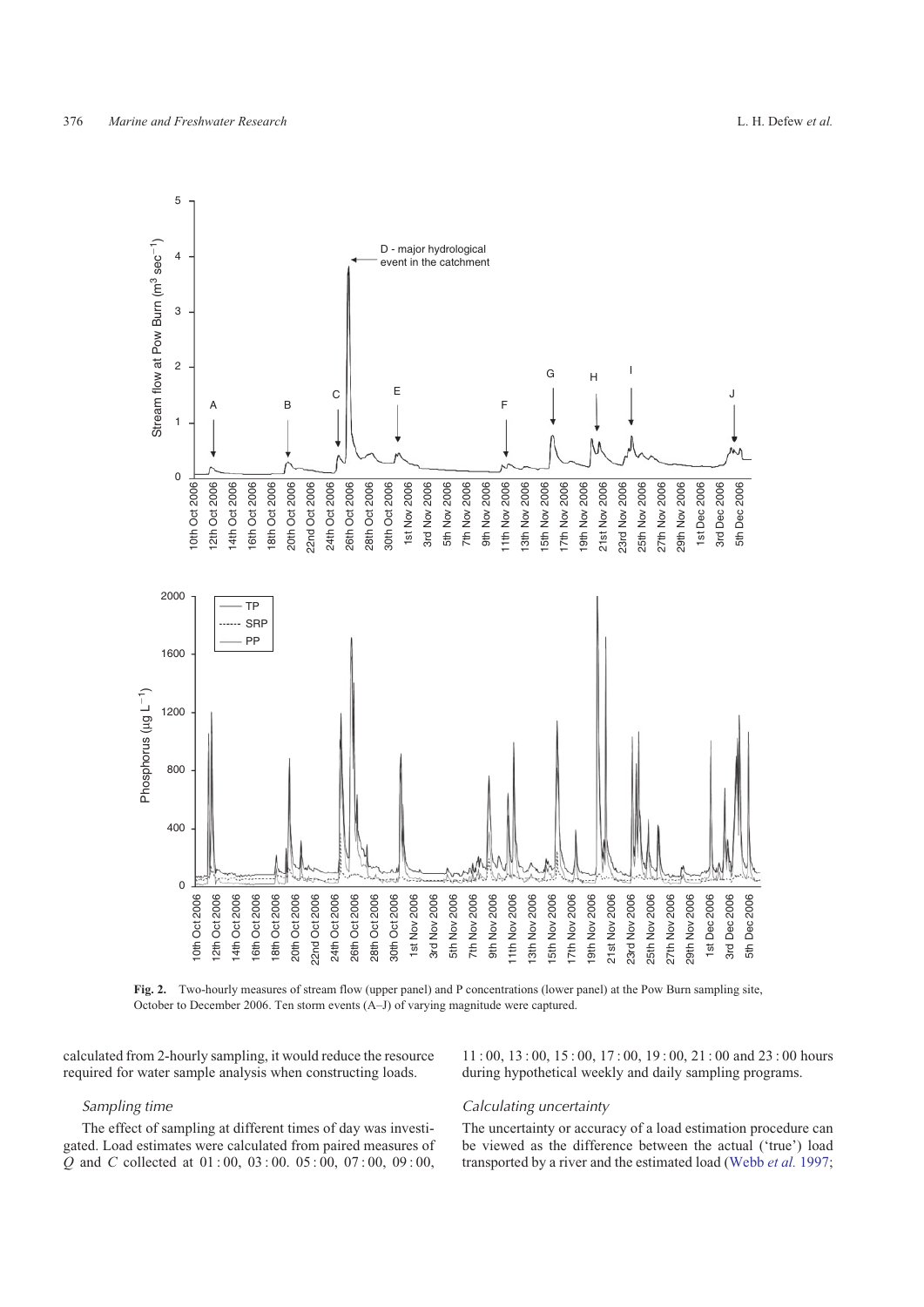**Fig. 2.** Two-hourly measures of stream flow (upper panel) and P concentrations (lower panel) at the Pow Burn sampling site, October to December 2006. Ten storm events (A–J) of varying magnitude were captured.

calculated from 2-hourly sampling, it would reduce the resource required for water sample analysis when constructing loads.

### *Sampling time*

The effect of sampling at different times of day was investigated. Load estimates were calculated from paired measures of $Q$ and $C$ collected at 01 : 00, 03 : 00. 05 : 00, 07 : 00, 09 : 00, 11 : 00, 13 : 00, 15 : 00, 17 : 00, 19 : 00, 21 : 00 and 23 : 00 hours during hypothetical weekly and daily sampling programs.

### *Calculating uncertainty*

The uncertainty or accuracy of a load estimation procedure can be viewed as the difference between the actual ('true') load transported by a river and the estimated load (Webb *et al.* 1997;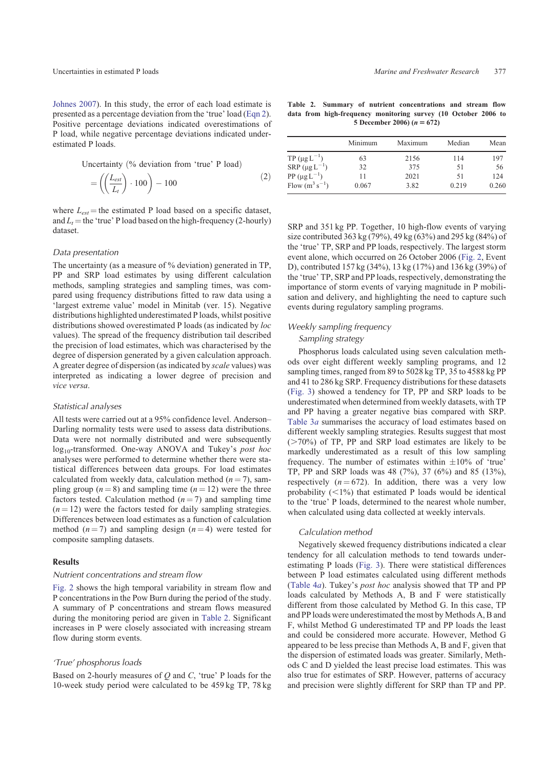Johnes 2007). In this study, the error of each load estimate is presented as a percentage deviation from the 'true' load (Eqn 2). Positive percentage deviations indicated overestimations of P load, while negative percentage deviations indicated underestimated P loads.

$$\text{Uncertainty (\% deviation from 'true' P load)} = \left(\left(\frac{L_{est}}{L_t}\right) \cdot 100\right) - 100 \tag{2}$$

where $L_{est}$ = the estimated P load based on a specific dataset, and $L_t$ = the 'true' P load based on the high-frequency (2-hourly) dataset.

### Data presentation

The uncertainty (as a measure of % deviation) generated in TP, PP and SRP load estimates by using different calculation methods, sampling strategies and sampling times, was compared using frequency distributions fitted to raw data using a 'largest extreme value' model in Minitab (ver. 15). Negative distributions highlighted underestimated P loads, whilst positive distributions showed overestimated P loads (as indicated by *loc* values). The spread of the frequency distribution tail described the precision of load estimates, which was characterised by the degree of dispersion generated by a given calculation approach. A greater degree of dispersion (as indicated by *scale* values) was interpreted as indicating a lower degree of precision and *vice versa*.

### Statistical analyses

All tests were carried out at a 95% confidence level. Anderson–Darling normality tests were used to assess data distributions. Data were not normally distributed and were subsequently $\log_{10}$-transformed. One-way ANOVA and Tukey's *post hoc* analyses were performed to determine whether there were statistical differences between data groups. For load estimates calculated from weekly data, calculation method ($n = 7$), sampling group ($n = 8$) and sampling time ($n = 12$) were the three factors tested. Calculation method ($n = 7$) and sampling time ($n = 12$) were the factors tested for daily sampling strategies. Differences between load estimates as a function of calculation method ($n = 7$) and sampling design ($n = 4$) were tested for composite sampling datasets.

## Results

### Nutrient concentrations and stream flow

Fig. 2 shows the high temporal variability in stream flow and P concentrations in the Pow Burn during the period of the study. A summary of P concentrations and stream flows measured during the monitoring period are given in Table 2. Significant increases in P were closely associated with increasing stream flow during storm events.

**Table 2. Summary of nutrient concentrations and stream flow data from high-frequency monitoring survey (10 October 2006 to 5 December 2006) ($n = 672$)**

| | Minimum | Maximum | Median | Mean |
|---|---|---|---|---|
| TP ($\mu g\,L^{-1}$) | 63 | 2156 | 114 | 197 |
| SRP ($\mu g\,L^{-1}$) | 32 | 375 | 51 | 56 |
| PP ($\mu g\,L^{-1}$) | 11 | 2021 | 51 | 124 |
| Flow ($m^3\,s^{-1}$) | 0.067 | 3.82 | 0.219 | 0.260 |

### 'True' phosphorus loads

Based on 2-hourly measures of $Q$ and $C$, 'true' P loads for the 10-week study period were calculated to be 459 kg TP, 78 kg SRP and 351 kg PP. Together, 10 high-flow events of varying size contributed 363 kg (79%), 49 kg (63%) and 295 kg (84%) of the 'true' TP, SRP and PP loads, respectively. The largest storm event alone, which occurred on 26 October 2006 (Fig. 2, Event D), contributed 157 kg (34%), 13 kg (17%) and 136 kg (39%) of the 'true' TP, SRP and PP loads, respectively, demonstrating the importance of storm events of varying magnitude in P mobilisation and delivery, and highlighting the need to capture such events during regulatory sampling programs.

### Weekly sampling frequency

#### Sampling strategy

Phosphorus loads calculated using seven calculation methods over eight different weekly sampling programs, and 12 sampling times, ranged from 89 to 5028 kg TP, 35 to 4588 kg PP and 41 to 286 kg SRP. Frequency distributions for these datasets (Fig. 3) showed a tendency for TP, PP and SRP loads to be underestimated when determined from weekly datasets, with TP and PP having a greater negative bias compared with SRP. Table 3*a* summarises the accuracy of load estimates based on different weekly sampling strategies. Results suggest that most (>70%) of TP, PP and SRP load estimates are likely to be markedly underestimated as a result of this low sampling frequency. The number of estimates within ±10% of 'true' TP, PP and SRP loads was 48 (7%), 37 (6%) and 85 (13%), respectively ($n = 672$). In addition, there was a very low probability (<1%) that estimated P loads would be identical to the 'true' P loads, determined to the nearest whole number, when calculated using data collected at weekly intervals.

#### Calculation method

Negatively skewed frequency distributions indicated a clear tendency for all calculation methods to tend towards underestimating P loads (Fig. 3). There were statistical differences between P load estimates calculated using different methods (Table 4*a*). Tukey's *post hoc* analysis showed that TP and PP loads calculated by Methods A, B and F were statistically different from those calculated by Method G. In this case, TP and PP loads were underestimated the most by Methods A, B and F, whilst Method G underestimated TP and PP loads the least and could be considered more accurate. However, Method G appeared to be less precise than Methods A, B and F, given that the dispersion of estimated loads was greater. Similarly, Methods C and D yielded the least precise load estimates. This was also true for estimates of SRP. However, patterns of accuracy and precision were slightly different for SRP than TP and PP.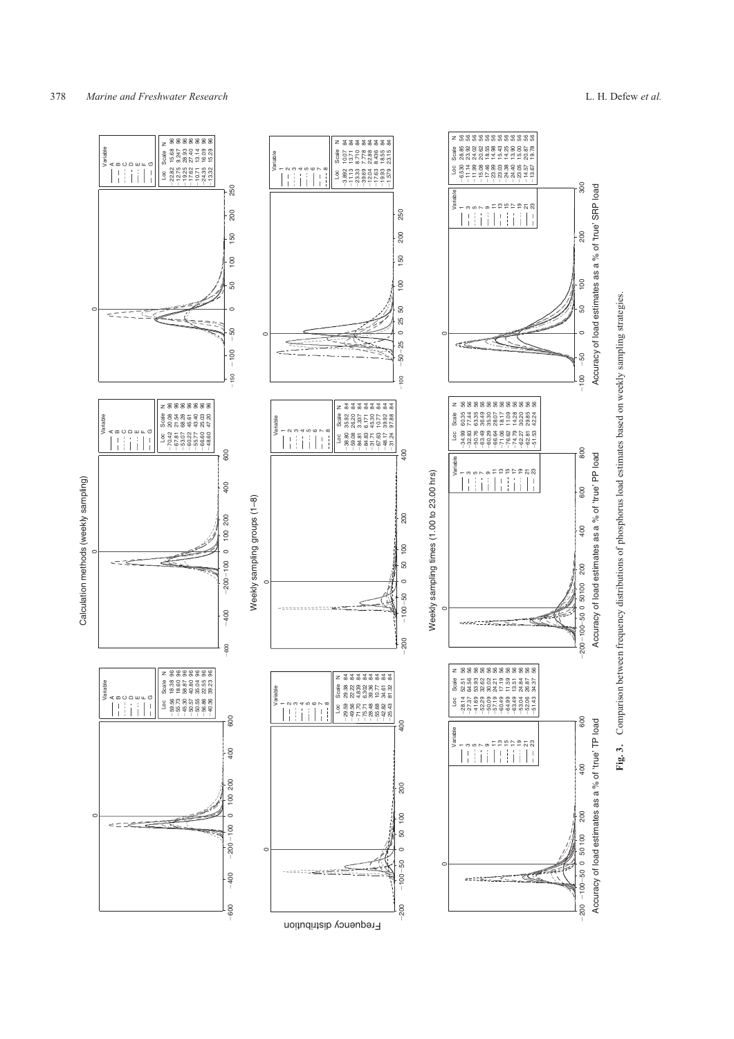**Fig. 3.** Comparison between frequency distributions of phosphorus load estimates based on weekly sampling strategies.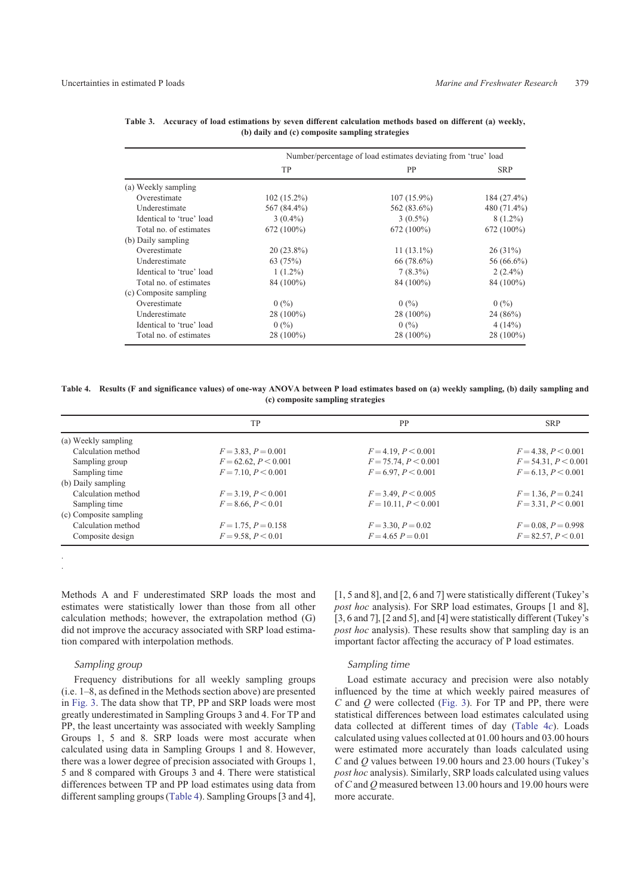**Table 3. Accuracy of load estimations by seven different calculation methods based on different (a) weekly, (b) daily and (c) composite sampling strategies**

| | Number/percentage of load estimates deviating from 'true' load | | |
|---|---|---|---|
| | TP | PP | SRP |
| (a) Weekly sampling | | | |
| Overestimate | 102 (15.2%) | 107 (15.9%) | 184 (27.4%) |
| Underestimate | 567 (84.4%) | 562 (83.6%) | 480 (71.4%) |
| Identical to 'true' load | 3 (0.4%) | 3 (0.5%) | 8 (1.2%) |
| Total no. of estimates | 672 (100%) | 672 (100%) | 672 (100%) |
| (b) Daily sampling | | | |
| Overestimate | 20 (23.8%) | 11 (13.1%) | 26 (31%) |
| Underestimate | 63 (75%) | 66 (78.6%) | 56 (66.6%) |
| Identical to 'true' load | 1 (1.2%) | 7 (8.3%) | 2 (2.4%) |
| Total no. of estimates | 84 (100%) | 84 (100%) | 84 (100%) |
| (c) Composite sampling | | | |
| Overestimate | 0 (%) | 0 (%) | 0 (%) |
| Underestimate | 28 (100%) | 28 (100%) | 24 (86%) |
| Identical to 'true' load | 0 (%) | 0 (%) | 4 (14%) |
| Total no. of estimates | 28 (100%) | 28 (100%) | 28 (100%) |

**Table 4. Results (F and significance values) of one-way ANOVA between P load estimates based on (a) weekly sampling, (b) daily sampling and (c) composite sampling strategies**

| | TP | PP | SRP |
|---|---|---|---|
| (a) Weekly sampling | | | |
| Calculation method | $F = 3.83, P = 0.001$ | $F = 4.19, P < 0.001$ | $F = 4.38, P < 0.001$ |
| Sampling group | $F = 62.62, P < 0.001$ | $F = 75.74, P < 0.001$ | $F = 54.31, P < 0.001$ |
| Sampling time | $F = 7.10, P < 0.001$ | $F = 6.97, P < 0.001$ | $F = 6.13, P < 0.001$ |
| (b) Daily sampling | | | |
| Calculation method | $F = 3.19, P < 0.001$ | $F = 3.49, P < 0.005$ | $F = 1.36, P = 0.241$ |
| Sampling time | $F = 8.66, P < 0.01$ | $F = 10.11, P < 0.001$ | $F = 3.31, P < 0.001$ |
| (c) Composite sampling | | | |
| Calculation method | $F = 1.75, P = 0.158$ | $F = 3.30, P = 0.02$ | $F = 0.08, P = 0.998$ |
| Composite design | $F = 9.58, P < 0.01$ | $F = 4.65\ P = 0.01$ | $F = 82.57, P < 0.01$ |

Methods A and F underestimated SRP loads the most and estimates were statistically lower than those from all other calculation methods; however, the extrapolation method (G) did not improve the accuracy associated with SRP load estimation compared with interpolation methods.

### Sampling group

Frequency distributions for all weekly sampling groups (i.e. 1–8, as defined in the Methods section above) are presented in Fig. 3. The data show that TP, PP and SRP loads were most greatly underestimated in Sampling Groups 3 and 4. For TP and PP, the least uncertainty was associated with weekly Sampling Groups 1, 5 and 8. SRP loads were most accurate when calculated using data in Sampling Groups 1 and 8. However, there was a lower degree of precision associated with Groups 1, 5 and 8 compared with Groups 3 and 4. There were statistical differences between TP and PP load estimates using data from different sampling groups (Table 4). Sampling Groups [3 and 4], [1, 5 and 8], and [2, 6 and 7] were statistically different (Tukey's *post hoc* analysis). For SRP load estimates, Groups [1 and 8], [3, 6 and 7], [2 and 5], and [4] were statistically different (Tukey's *post hoc* analysis). These results show that sampling day is an important factor affecting the accuracy of P load estimates.

### Sampling time

Load estimate accuracy and precision were also notably influenced by the time at which weekly paired measures of $C$ and $Q$ were collected (Fig. 3). For TP and PP, there were statistical differences between load estimates calculated using data collected at different times of day (Table 4*c*). Loads calculated using values collected at 01.00 hours and 03.00 hours were estimated more accurately than loads calculated using $C$ and $Q$ values between 19.00 hours and 23.00 hours (Tukey's *post hoc* analysis). Similarly, SRP loads calculated using values of $C$ and $Q$ measured between 13.00 hours and 19.00 hours were more accurate.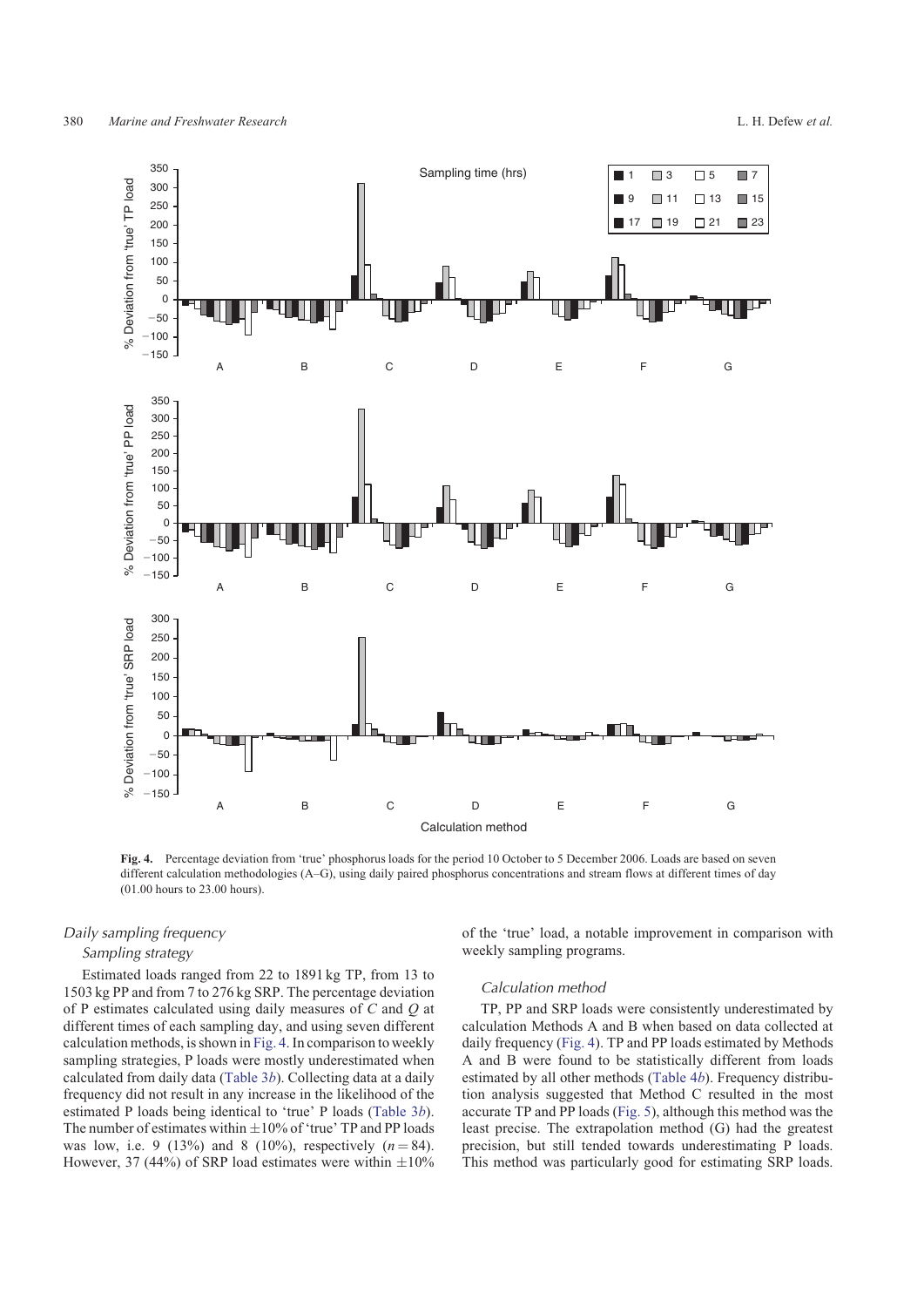**Fig. 4.** Percentage deviation from 'true' phosphorus loads for the period 10 October to 5 December 2006. Loads are based on seven different calculation methodologies (A–G), using daily paired phosphorus concentrations and stream flows at different times of day (01.00 hours to 23.00 hours).

### Daily sampling frequency

#### Sampling strategy

Estimated loads ranged from 22 to 1891 kg TP, from 13 to 1503 kg PP and from 7 to 276 kg SRP. The percentage deviation of P estimates calculated using daily measures of $C$ and $Q$ at different times of each sampling day, and using seven different calculation methods, is shown in Fig. 4. In comparison to weekly sampling strategies, P loads were mostly underestimated when calculated from daily data (Table 3*b*). Collecting data at a daily frequency did not result in any increase in the likelihood of the estimated P loads being identical to 'true' P loads (Table 3*b*). The number of estimates within $\pm 10\%$ of 'true' TP and PP loads was low, i.e. 9 (13%) and 8 (10%), respectively ($n = 84$). However, 37 (44%) of SRP load estimates were within $\pm 10\%$ of the 'true' load, a notable improvement in comparison with weekly sampling programs.

#### Calculation method

TP, PP and SRP loads were consistently underestimated by calculation Methods A and B when based on data collected at daily frequency (Fig. 4). TP and PP loads estimated by Methods A and B were found to be statistically different from loads estimated by all other methods (Table 4*b*). Frequency distribution analysis suggested that Method C resulted in the most accurate TP and PP loads (Fig. 5), although this method was the least precise. The extrapolation method (G) had the greatest precision, but still tended towards underestimating P loads. This method was particularly good for estimating SRP loads.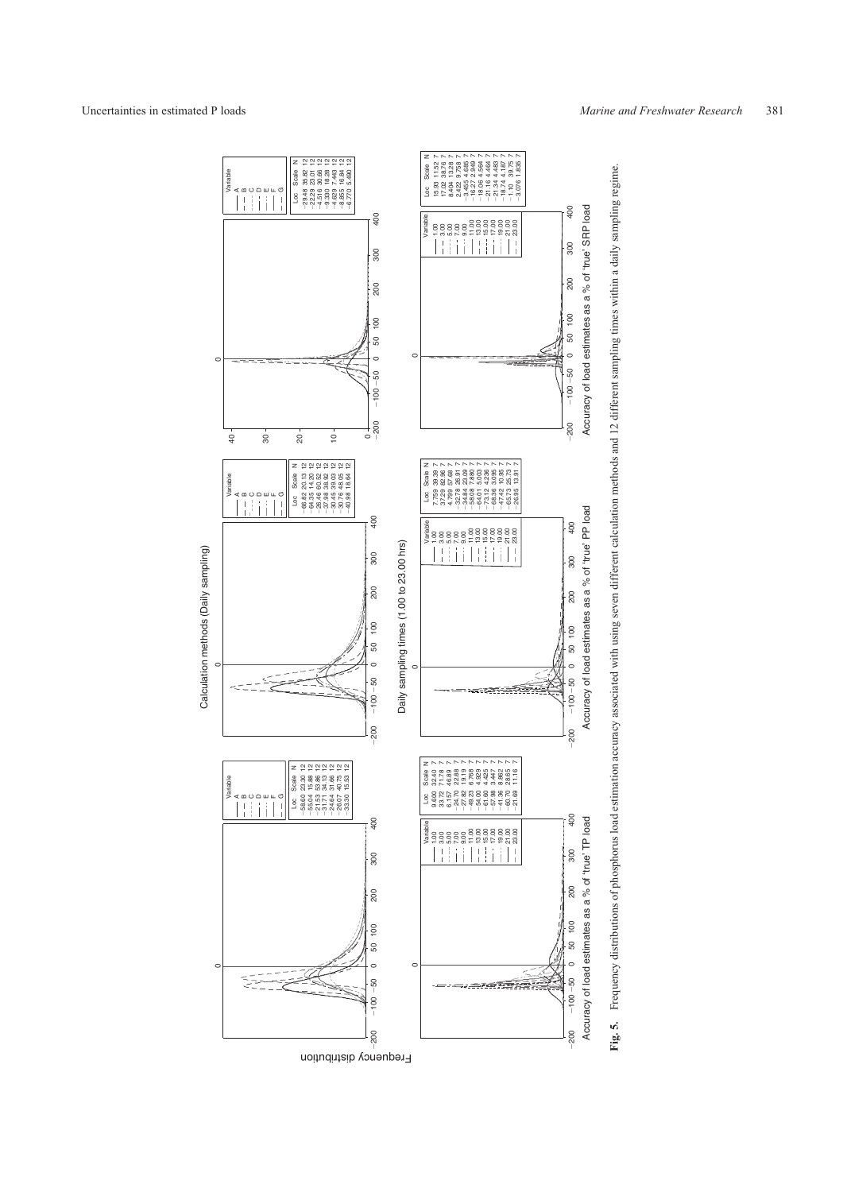Calculation methods (Daily sampling)

Accuracy of load estimates as a % of 'true' TP load

| Variable | Loc | Scale | N |
|---|---|---|---|
| A | −58.60 | 23.30 | 12 |
| B | −55.04 | 15.88 | 12 |
| C | −21.53 | 53.86 | 12 |
| D | −31.71 | 34.13 | 12 |
| E | −24.64 | 31.66 | 12 |
| F | −26.07 | 40.75 | 12 |
| G | −33.30 | 15.53 | 12 |

Accuracy of load estimates as a % of 'true' PP load

| Variable | Loc | Scale | N |
|---|---|---|---|
| A | −66.82 | 20.13 | 12 |
| B | −64.35 | 14.20 | 12 |
| C | −26.46 | 60.52 | 12 |
| D | −37.98 | 38.92 | 12 |
| E | −30.45 | 39.03 | 12 |
| F | −30.76 | 48.05 | 12 |
| G | −40.98 | 18.64 | 12 |

Accuracy of load estimates as a % of 'true' SRP load

| Variable | Loc | Scale | N |
|---|---|---|---|
| A | −29.48 | 35.82 | 12 |
| B | −22.29 | 23.01 | 12 |
| C | −4.518 | 30.66 | 12 |
| D | −9.330 | 18.28 | 12 |
| E | −4.629 | 7.443 | 12 |
| F | −8.655 | 16.84 | 12 |
| G | −6.770 | 5.490 | 12 |

Daily sampling times (1.00 to 23.00 hrs)

Accuracy of load estimates as a % of 'true' TP load

| Variable | Loc | Scale | N |
|---|---|---|---|
| 1.00 | 9.600 | 32.40 | 7 |
| 3.00 | 33.72 | 71.78 | 7 |
| 5.00 | 6.157 | 46.89 | 7 |
| 7.00 | −24.70 | 22.88 | 7 |
| 9.00 | −27.82 | 19.19 | 7 |
| 11.00 | −49.23 | 6.768 | 7 |
| 13.00 | −54.00 | 4.929 | 7 |
| 15.00 | −61.60 | 4.425 | 7 |
| 17.00 | −57.98 | 3.447 | 7 |
| 19.00 | −41.36 | 8.862 | 7 |
| 21.00 | −60.70 | 28.65 | 7 |
| 23.00 | −21.69 | 11.16 | 7 |

Accuracy of load estimates as a % of 'true' PP load

| Variable | Loc | Scale | N |
|---|---|---|---|
| 1.00 | 7.759 | 39.39 | 7 |
| 3.00 | 37.29 | 82.96 | 7 |
| 5.00 | 4.799 | 57.68 | 7 |
| 7.00 | −32.78 | 26.91 | 7 |
| 9.00 | −34.44 | 23.09 | 7 |
| 11.00 | −58.08 | 7.880 | 7 |
| 13.00 | −64.01 | 5.003 | 7 |
| 15.00 | −73.12 | 4.236 | 7 |
| 17.00 | −68.36 | 3.095 | 7 |
| 19.00 | −47.42 | 10.95 | 7 |
| 21.00 | −65.73 | 25.73 | 7 |
| 23.00 | −26.95 | 13.91 | 7 |

Accuracy of load estimates as a % of 'true' SRP load

| Variable | Loc | Scale | N |
|---|---|---|---|
| 1.00 | 15.93 | 11.52 | 7 |
| 3.00 | 17.02 | 38.76 | 7 |
| 5.00 | 8.404 | 13.28 | 7 |
| 7.00 | 2.422 | 9.758 | 7 |
| 9.00 | −3.455 | 4.685 | 7 |
| 11.00 | −16.27 | 2.949 | 7 |
| 13.00 | −18.06 | 4.564 | 7 |
| 15.00 | −21.16 | 4.464 | 7 |
| 17.00 | −21.34 | 4.483 | 7 |
| 19.00 | −18.74 | 4.187 | 7 |
| 21.00 | −1.10 | 39.75 | 7 |
| 23.00 | −3.076 | 1.835 | 7 |

**Fig. 5.** Frequency distributions of phosphorus load estimation accuracy associated with using seven different calculation methods and 12 different sampling times within a daily sampling regime.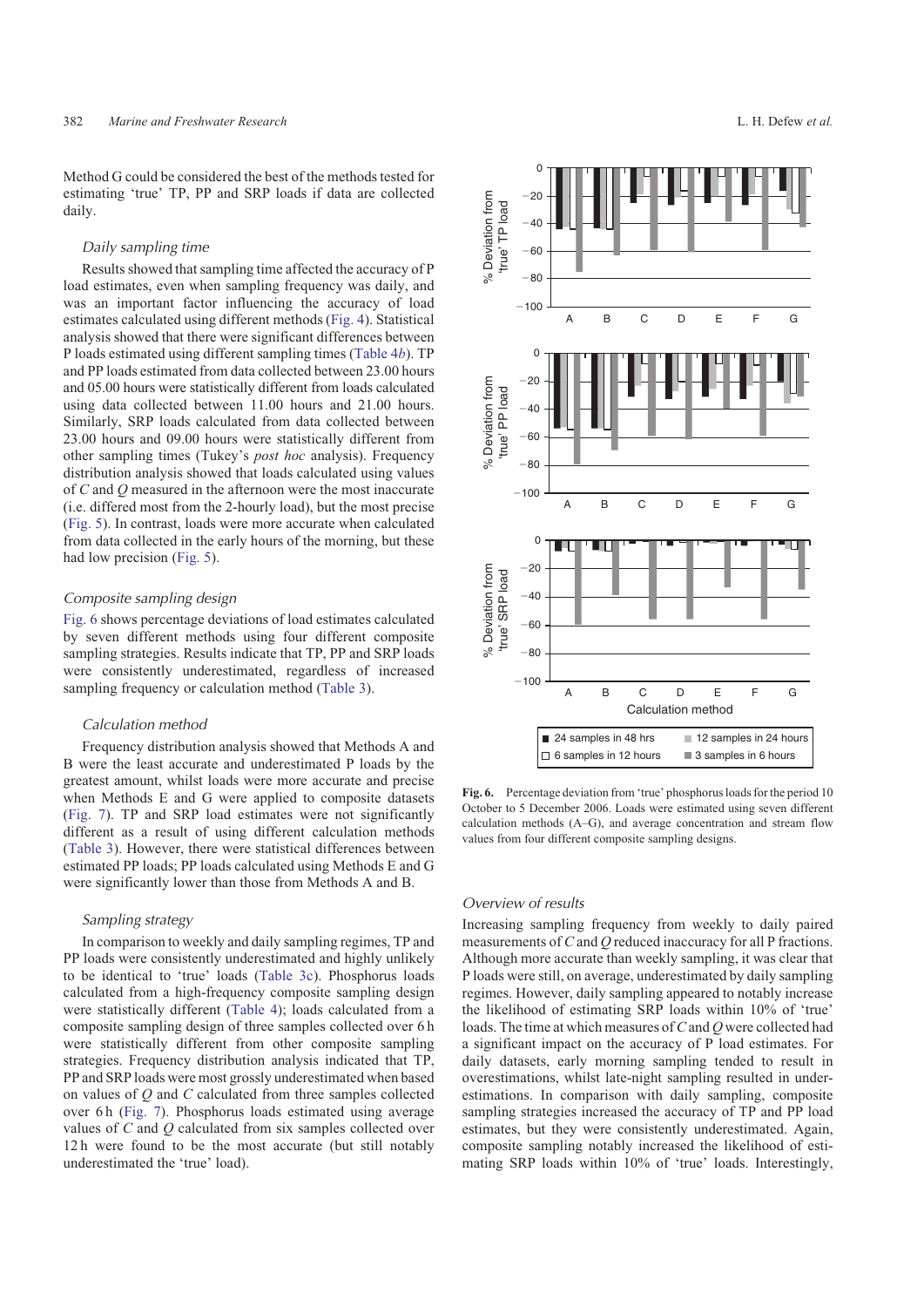Method G could be considered the best of the methods tested for estimating 'true' TP, PP and SRP loads if data are collected daily.

### Daily sampling time

Results showed that sampling time affected the accuracy of P load estimates, even when sampling frequency was daily, and was an important factor influencing the accuracy of load estimates calculated using different methods (Fig. 4). Statistical analysis showed that there were significant differences between P loads estimated using different sampling times (Table 4*b*). TP and PP loads estimated from data collected between 23.00 hours and 05.00 hours were statistically different from loads calculated using data collected between 11.00 hours and 21.00 hours. Similarly, SRP loads calculated from data collected between 23.00 hours and 09.00 hours were statistically different from other sampling times (Tukey's *post hoc* analysis). Frequency distribution analysis showed that loads calculated using values of $C$ and $Q$ measured in the afternoon were the most inaccurate (i.e. differed most from the 2-hourly load), but the most precise (Fig. 5). In contrast, loads were more accurate when calculated from data collected in the early hours of the morning, but these had low precision (Fig. 5).

### Composite sampling design

Fig. 6 shows percentage deviations of load estimates calculated by seven different methods using four different composite sampling strategies. Results indicate that TP, PP and SRP loads were consistently underestimated, regardless of increased sampling frequency or calculation method (Table 3).

### Calculation method

Frequency distribution analysis showed that Methods A and B were the least accurate and underestimated P loads by the greatest amount, whilst loads were more accurate and precise when Methods E and G were applied to composite datasets (Fig. 7). TP and SRP load estimates were not significantly different as a result of using different calculation methods (Table 3). However, there were statistical differences between estimated PP loads; PP loads calculated using Methods E and G were significantly lower than those from Methods A and B.

### Sampling strategy

In comparison to weekly and daily sampling regimes, TP and PP loads were consistently underestimated and highly unlikely to be identical to 'true' loads (Table 3c). Phosphorus loads calculated from a high-frequency composite sampling design were statistically different (Table 4); loads calculated from a composite sampling design of three samples collected over 6 h were statistically different from other composite sampling strategies. Frequency distribution analysis indicated that TP, PP and SRP loads were most grossly underestimated when based on values of $Q$ and $C$ calculated from three samples collected over 6 h (Fig. 7). Phosphorus loads estimated using average values of $C$ and $Q$ calculated from six samples collected over 12 h were found to be the most accurate (but still notably underestimated the 'true' load).

**Fig. 6.** Percentage deviation from 'true' phosphorus loads for the period 10 October to 5 December 2006. Loads were estimated using seven different calculation methods (A–G), and average concentration and stream flow values from four different composite sampling designs.

### Overview of results

Increasing sampling frequency from weekly to daily paired measurements of $C$ and $Q$ reduced inaccuracy for all P fractions. Although more accurate than weekly sampling, it was clear that P loads were still, on average, underestimated by daily sampling regimes. However, daily sampling appeared to notably increase the likelihood of estimating SRP loads within 10% of 'true' loads. The time at which measures of $C$ and $Q$ were collected had a significant impact on the accuracy of P load estimates. For daily datasets, early morning sampling tended to result in overestimations, whilst late-night sampling resulted in under-estimations. In comparison with daily sampling, composite sampling strategies increased the accuracy of TP and PP load estimates, but they were consistently underestimated. Again, composite sampling notably increased the likelihood of estimating SRP loads within 10% of 'true' loads. Interestingly,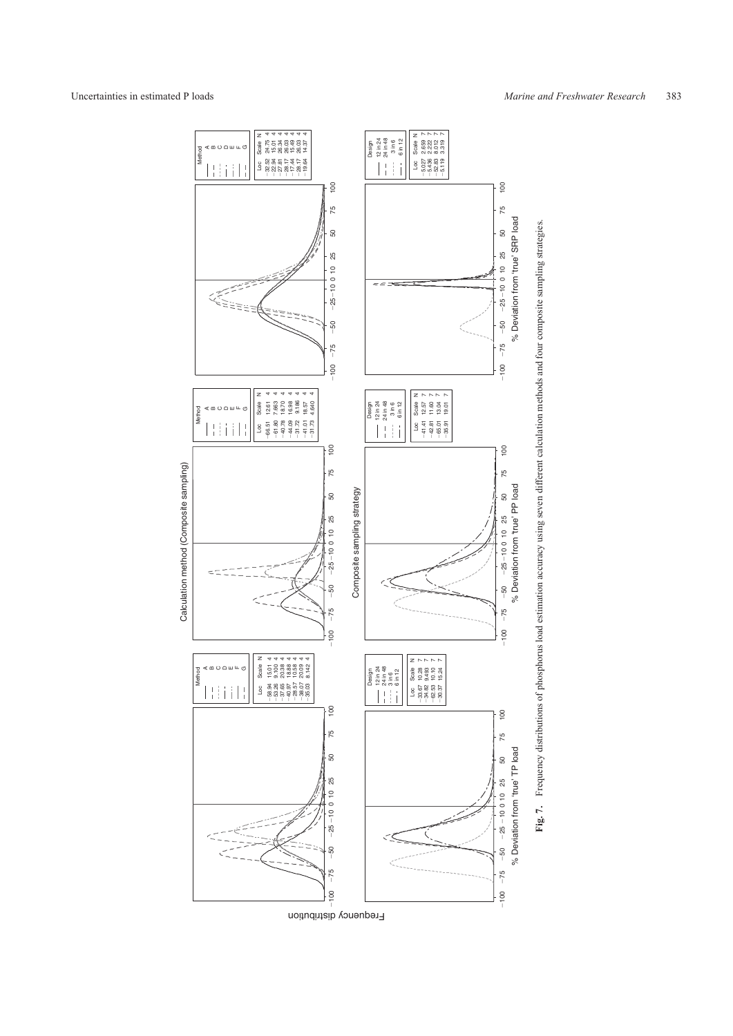Calculation method (Composite sampling)

| Method | Loc | Scale | N |
|---|---|---|---|
| A | −58.94 | 15.01 | 4 |
| B | −53.26 | 9.100 | 4 |
| C | −27.65 | 20.38 | 4 |
| D | −40.77 | 18.88 | 4 |
| E | −28.57 | 10.58 | 4 |
| F | −38.07 | 20.09 | 4 |
| G | −35.03 | 8.142 | 4 |

| Method | Loc | Scale | N |
|---|---|---|---|
| A | −66.51 | 12.61 | 4 |
| B | −61.80 | 7.663 | 4 |
| C | −40.78 | 18.70 | 4 |
| D | −44.09 | 16.99 | 4 |
| E | −31.72 | 9.186 | 4 |
| F | −41.01 | 18.57 | 4 |
| G | −31.73 | 4.640 | 4 |

| Method | Loc | Scale | N |
|---|---|---|---|
| A | −32.52 | 24.75 | 4 |
| B | −22.94 | 15.01 | 4 |
| C | −27.81 | 26.34 | 4 |
| D | −28.17 | 26.03 | 4 |
| E | −17.44 | 15.49 | 4 |
| F | −28.17 | 26.03 | 4 |
| G | −19.64 | 14.37 | 4 |

Composite sampling strategy

| Design | Loc | Scale | N |
|---|---|---|---|
| 12 in 24 | −33.67 | 10.28 | 7 |
| 24 in 48 | −34.82 | 9.493 | 7 |
| 3 in 6 | −62.53 | 10.10 | 7 |
| 6 in 12 | −30.37 | 15.24 | 7 |

| Design | Loc | Scale | N |
|---|---|---|---|
| 12 in 24 | −41.41 | 12.57 | 7 |
| 24 in 48 | −42.81 | 11.60 | 7 |
| 3 in 6 | −65.01 | 13.04 | 7 |
| 6 in 12 | −35.91 | 19.01 | 7 |

| Design | Loc | Scale | N |
|---|---|---|---|
| 12 in 24 | −5.027 | 2.659 | 7 |
| 24 in 48 | −5.436 | 2.222 | 7 |
| 3 in 6 | −52.83 | 8.012 | 7 |
| 6 in 12 | −5.119 | 3.319 | 7 |

Frequency distribution

% Deviation from 'true' TP load

% Deviation from 'true' PP load

% Deviation from 'true' SRP load

**Fig. 7.** Frequency distributions of phosphorus load estimation accuracy using seven different calculation methods and four composite sampling strategies.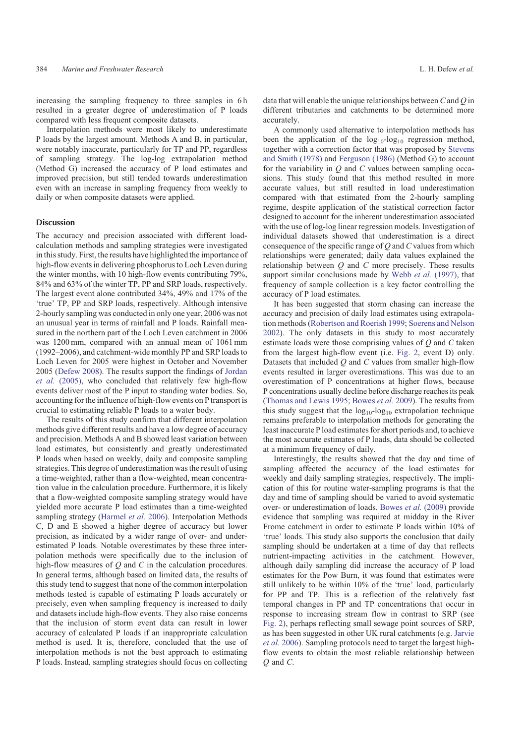increasing the sampling frequency to three samples in 6 h resulted in a greater degree of underestimation of P loads compared with less frequent composite datasets.

Interpolation methods were most likely to underestimate P loads by the largest amount. Methods A and B, in particular, were notably inaccurate, particularly for TP and PP, regardless of sampling strategy. The log-log extrapolation method (Method G) increased the accuracy of P load estimates and improved precision, but still tended towards underestimation even with an increase in sampling frequency from weekly to daily or when composite datasets were applied.

## Discussion

The accuracy and precision associated with different load-calculation methods and sampling strategies were investigated in this study. First, the results have highlighted the importance of high-flow events in delivering phosphorus to Loch Leven during the winter months, with 10 high-flow events contributing 79%, 84% and 63% of the winter TP, PP and SRP loads, respectively. The largest event alone contributed 34%, 49% and 17% of the 'true' TP, PP and SRP loads, respectively. Although intensive 2-hourly sampling was conducted in only one year, 2006 was not an unusual year in terms of rainfall and P loads. Rainfall measured in the northern part of the Loch Leven catchment in 2006 was 1200 mm, compared with an annual mean of 1061 mm (1992–2006), and catchment-wide monthly PP and SRP loads to Loch Leven for 2005 were highest in October and November 2005 (Defew 2008). The results support the findings of Jordan *et al.* (2005), who concluded that relatively few high-flow events deliver most of the P input to standing water bodies. So, accounting for the influence of high-flow events on P transport is crucial to estimating reliable P loads to a water body.

The results of this study confirm that different interpolation methods give different results and have a low degree of accuracy and precision. Methods A and B showed least variation between load estimates, but consistently and greatly underestimated P loads when based on weekly, daily and composite sampling strategies. This degree of underestimation was the result of using a time-weighted, rather than a flow-weighted, mean concentration value in the calculation procedure. Furthermore, it is likely that a flow-weighted composite sampling strategy would have yielded more accurate P load estimates than a time-weighted sampling strategy (Harmel *et al.* 2006). Interpolation Methods C, D and E showed a higher degree of accuracy but lower precision, as indicated by a wider range of over- and underestimated P loads. Notable overestimates by these three interpolation methods were specifically due to the inclusion of high-flow measures of *Q* and *C* in the calculation procedures. In general terms, although based on limited data, the results of this study tend to suggest that none of the common interpolation methods tested is capable of estimating P loads accurately or precisely, even when sampling frequency is increased to daily and datasets include high-flow events. They also raise concerns that the inclusion of storm event data can result in lower accuracy of calculated P loads if an inappropriate calculation method is used. It is, therefore, concluded that the use of interpolation methods is not the best approach to estimating P loads. Instead, sampling strategies should focus on collecting data that will enable the unique relationships between *C* and *Q* in different tributaries and catchments to be determined more accurately.

A commonly used alternative to interpolation methods has been the application of the $\log_{10}$-$\log_{10}$ regression method, together with a correction factor that was proposed by Stevens and Smith (1978) and Ferguson (1986) (Method G) to account for the variability in *Q* and *C* values between sampling occasions. This study found that this method resulted in more accurate values, but still resulted in load underestimation compared with that estimated from the 2-hourly sampling regime, despite application of the statistical correction factor designed to account for the inherent underestimation associated with the use of log-log linear regression models. Investigation of individual datasets showed that underestimation is a direct consequence of the specific range of *Q* and *C* values from which relationships were generated; daily data values explained the relationship between *Q* and *C* more precisely. These results support similar conclusions made by Webb *et al.* (1997), that frequency of sample collection is a key factor controlling the accuracy of P load estimates.

It has been suggested that storm chasing can increase the accuracy and precision of daily load estimates using extrapolation methods (Robertson and Roerish 1999; Soerens and Nelson 2002). The only datasets in this study to most accurately estimate loads were those comprising values of *Q* and *C* taken from the largest high-flow event (i.e. Fig. 2, event D) only. Datasets that included *Q* and *C* from smaller high-flow events resulted in larger overestimations. This was due to an overestimation of P concentrations at higher flows, because P concentrations usually decline before discharge reaches its peak (Thomas and Lewis 1995; Bowes *et al.* 2009). The results from this study suggest that the $\log_{10}$-$\log_{10}$ extrapolation technique remains preferable to interpolation methods for generating the least inaccurate P load estimates for short periods and, to achieve the most accurate estimates of P loads, data should be collected at a minimum frequency of daily.

Interestingly, the results showed that the day and time of sampling affected the accuracy of the load estimates for weekly and daily sampling strategies, respectively. The implication of this for routine water-sampling programs is that the day and time of sampling should be varied to avoid systematic over- or underestimation of loads. Bowes *et al.* (2009) provide evidence that sampling was required at midday in the River Frome catchment in order to estimate P loads within 10% of 'true' loads. This study also supports the conclusion that daily sampling should be undertaken at a time of day that reflects nutrient-impacting activities in the catchment. However, although daily sampling did increase the accuracy of P load estimates for the Pow Burn, it was found that estimates were still unlikely to be within 10% of the 'true' load, particularly for PP and TP. This is a reflection of the relatively fast temporal changes in PP and TP concentrations that occur in response to increasing stream flow in contrast to SRP (see Fig. 2), perhaps reflecting small sewage point sources of SRP, as has been suggested in other UK rural catchments (e.g. Jarvie *et al.* 2006). Sampling protocols need to target the largest high-flow events to obtain the most reliable relationship between *Q* and *C*.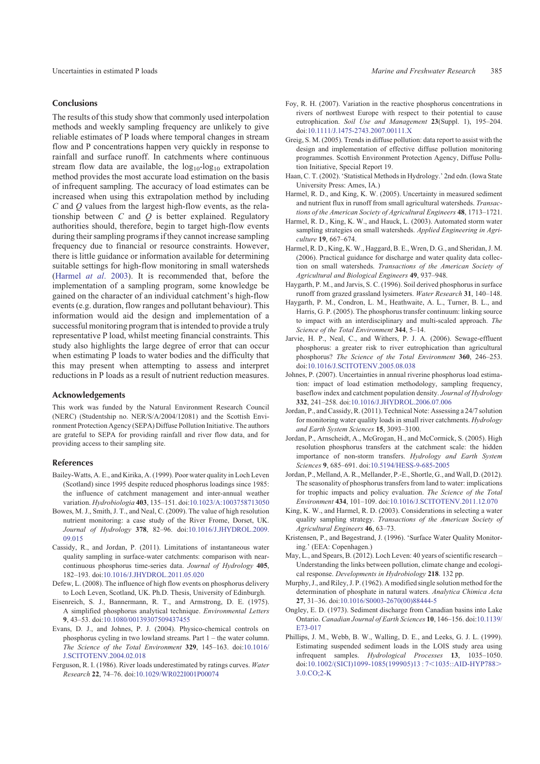## Conclusions

The results of this study show that commonly used interpolation methods and weekly sampling frequency are unlikely to give reliable estimates of P loads where temporal changes in stream flow and P concentrations happen very quickly in response to rainfall and surface runoff. In catchments where continuous stream flow data are available, the $\log_{10}$-$\log_{10}$ extrapolation method provides the most accurate load estimation on the basis of infrequent sampling. The accuracy of load estimates can be increased when using this extrapolation method by including $C$ and $Q$ values from the largest high-flow events, as the relationship between $C$ and $Q$ is better explained. Regulatory authorities should, therefore, begin to target high-flow events during their sampling programs if they cannot increase sampling frequency due to financial or resource constraints. However, there is little guidance or information available for determining suitable settings for high-flow monitoring in small watersheds (Harmel *at al*. 2003). It is recommended that, before the implementation of a sampling program, some knowledge be gained on the character of an individual catchment's high-flow events (e.g. duration, flow ranges and pollutant behaviour). This information would aid the design and implementation of a successful monitoring program that is intended to provide a truly representative P load, whilst meeting financial constraints. This study also highlights the large degree of error that can occur when estimating P loads to water bodies and the difficulty that this may present when attempting to assess and interpret reductions in P loads as a result of nutrient reduction measures.

## Acknowledgements

This work was funded by the Natural Environment Research Council (NERC) (Studentship no. NER/S/A/2004/12081) and the Scottish Environment Protection Agency (SEPA) Diffuse Pollution Initiative. The authors are grateful to SEPA for providing rainfall and river flow data, and for providing access to their sampling site.

## References

Bailey-Watts, A. E., and Kirika, A. (1999). Poor water quality in Loch Leven (Scotland) since 1995 despite reduced phosphorus loadings since 1985: the influence of catchment management and inter-annual weather variation. *Hydrobiologia* **403**, 135–151. doi:10.1023/A:1003758713050

Bowes, M. J., Smith, J. T., and Neal, C. (2009). The value of high resolution nutrient monitoring: a case study of the River Frome, Dorset, UK. *Journal of Hydrology* **378**, 82–96. doi:10.1016/J.JHYDROL.2009.09.015

Cassidy, R., and Jordan, P. (2011). Limitations of instantaneous water quality sampling in surface-water catchments: comparison with near-continuous phosphorus time-series data. *Journal of Hydrology* **405**, 182–193. doi:10.1016/J.JHYDROL.2011.05.020

Defew, L. (2008). The influence of high flow events on phosphorus delivery to Loch Leven, Scotland, UK. Ph.D. Thesis, University of Edinburgh.

Eisenreich, S. J., Bannermann, R. T., and Armstrong, D. E. (1975). A simplified phosphorus analytical technique. *Environmental Letters* **9**, 43–53. doi:10.1080/00139307509437455

Evans, D. J., and Johnes, P. J. (2004). Physico-chemical controls on phosphorus cycling in two lowland streams. Part 1 – the water column. *The Science of the Total Environment* **329**, 145–163. doi:10.1016/J.SCITOTENV.2004.02.018

Ferguson, R. I. (1986). River loads underestimated by ratings curves. *Water Research* **22**, 74–76. doi:10.1029/WR022I001P00074

Foy, R. H. (2007). Variation in the reactive phosphorus concentrations in rivers of northwest Europe with respect to their potential to cause eutrophication. *Soil Use and Management* **23**(Suppl. 1), 195–204. doi:10.1111/J.1475-2743.2007.00111.X

Greig, S. M. (2005). Trends in diffuse pollution: data report to assist with the design and implementation of effective diffuse pollution monitoring programmes. Scottish Environment Protection Agency, Diffuse Pollution Initiative, Special Report 19.

Haan, C. T. (2002). 'Statistical Methods in Hydrology.' 2nd edn. (Iowa State University Press: Ames, IA.)

Harmel, R. D., and King, K. W. (2005). Uncertainty in measured sediment and nutrient flux in runoff from small agricultural watersheds. *Transactions of the American Society of Agricultural Engineers* **48**, 1713–1721.

Harmel, R. D., King, K. W., and Hauck, L. (2003). Automated storm water sampling strategies on small watersheds. *Applied Engineering in Agriculture* **19**, 667–674.

Harmel, R. D., King, K. W., Haggard, B. E., Wren, D. G., and Sheridan, J. M. (2006). Practical guidance for discharge and water quality data collection on small watersheds. *Transactions of the American Society of Agricultural and Biological Engineers* **49**, 937–948.

Haygarth, P. M., and Jarvis, S. C. (1996). Soil derived phosphorus in surface runoff from grazed grassland lysimeters. *Water Research* **31**, 140–148.

Haygarth, P. M., Condron, L. M., Heathwaite, A. L., Turner, B. L., and Harris, G. P. (2005). The phosphorus transfer continuum: linking source to impact with an interdisciplinary and multi-scaled approach. *The Science of the Total Environment* **344**, 5–14.

Jarvie, H. P., Neal, C., and Withers, P. J. A. (2006). Sewage-effluent phosphorus: a greater risk to river eutrophication than agricultural phosphorus? *The Science of the Total Environment* **360**, 246–253. doi:10.1016/J.SCITOTENV.2005.08.038

Johnes, P. (2007). Uncertainties in annual riverine phosphorus load estimation: impact of load estimation methodology, sampling frequency, baseflow index and catchment population density. *Journal of Hydrology* **332**, 241–258. doi:10.1016/J.JHYDROL.2006.07.006

Jordan, P., and Cassidy, R. (2011). Technical Note: Assessing a 24/7 solution for monitoring water quality loads in small river catchments. *Hydrology and Earth System Sciences* **15**, 3093–3100.

Jordan, P., Arnscheidt, A., McGrogan, H., and McCormick, S. (2005). High resolution phosphorus transfers at the catchment scale: the hidden importance of non-storm transfers. *Hydrology and Earth System Sciences* **9**, 685–691. doi:10.5194/HESS-9-685-2005

Jordan, P., Melland, A. R., Mellander, P.-E., Shortle, G., and Wall, D. (2012). The seasonality of phosphorus transfers from land to water: implications for trophic impacts and policy evaluation. *The Science of the Total Environment* **434**, 101–109. doi:10.1016/J.SCITOTENV.2011.12.070

King, K. W., and Harmel, R. D. (2003). Considerations in selecting a water quality sampling strategy. *Transactions of the American Society of Agricultural Engineers* **46**, 63–73.

Kristensen, P., and Bøgestrand, J. (1996). 'Surface Water Quality Monitoring.' (EEA: Copenhagen.)

May, L., and Spears, B. (2012). Loch Leven: 40 years of scientific research – Understanding the links between pollution, climate change and ecological response. *Developments in Hydrobiology* **218**. 132 pp.

Murphy, J., and Riley, J. P. (1962). A modified single solution method for the determination of phosphate in natural waters. *Analytica Chimica Acta* **27**, 31–36. doi:10.1016/S0003-2670(00)88444-5

Ongley, E. D. (1973). Sediment discharge from Canadian basins into Lake Ontario. *Canadian Journal of Earth Sciences* **10**, 146–156. doi:10.1139/E73-017

Phillips, J. M., Webb, B. W., Walling, D. E., and Leeks, G. J. L. (1999). Estimating suspended sediment loads in the LOIS study area using infrequent samples. *Hydrological Processes* **13**, 1035–1050. doi:10.1002/(SICI)1099-1085(199905)13 : 7<1035::AID-HYP788>3.0.CO;2-K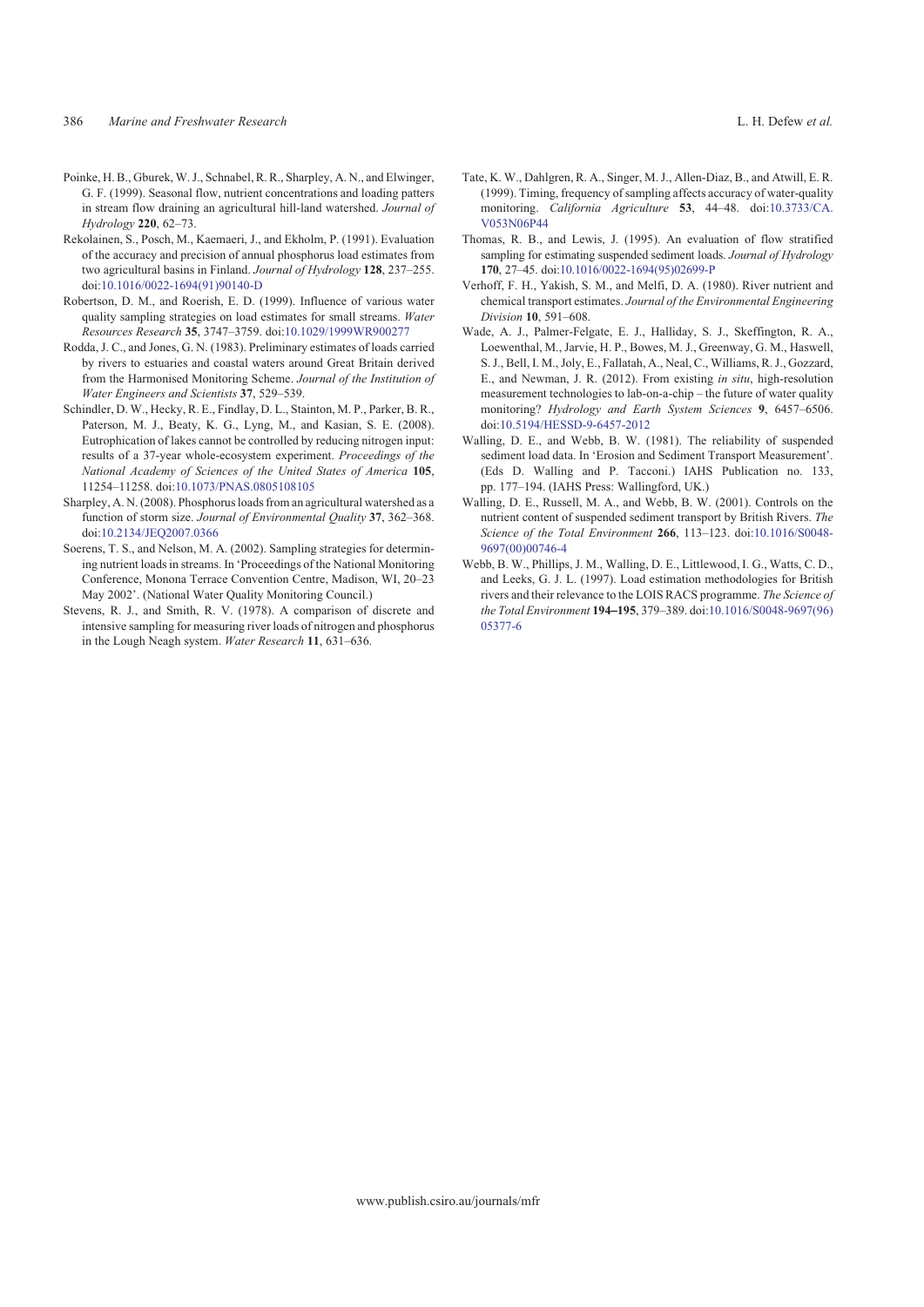Poinke, H. B., Gburek, W. J., Schnabel, R. R., Sharpley, A. N., and Elwinger, G. F. (1999). Seasonal flow, nutrient concentrations and loading patters in stream flow draining an agricultural hill-land watershed. *Journal of Hydrology* **220**, 62–73.

Rekolainen, S., Posch, M., Kaemaeri, J., and Ekholm, P. (1991). Evaluation of the accuracy and precision of annual phosphorus load estimates from two agricultural basins in Finland. *Journal of Hydrology* **128**, 237–255. doi:10.1016/0022-1694(91)90140-D

Robertson, D. M., and Roerish, E. D. (1999). Influence of various water quality sampling strategies on load estimates for small streams. *Water Resources Research* **35**, 3747–3759. doi:10.1029/1999WR900277

Rodda, J. C., and Jones, G. N. (1983). Preliminary estimates of loads carried by rivers to estuaries and coastal waters around Great Britain derived from the Harmonised Monitoring Scheme. *Journal of the Institution of Water Engineers and Scientists* **37**, 529–539.

Schindler, D. W., Hecky, R. E., Findlay, D. L., Stainton, M. P., Parker, B. R., Paterson, M. J., Beaty, K. G., Lyng, M., and Kasian, S. E. (2008). Eutrophication of lakes cannot be controlled by reducing nitrogen input: results of a 37-year whole-ecosystem experiment. *Proceedings of the National Academy of Sciences of the United States of America* **105**, 11254–11258. doi:10.1073/PNAS.0805108105

Sharpley, A. N. (2008). Phosphorus loads from an agricultural watershed as a function of storm size. *Journal of Environmental Quality* **37**, 362–368. doi:10.2134/JEQ2007.0366

Soerens, T. S., and Nelson, M. A. (2002). Sampling strategies for determining nutrient loads in streams. In 'Proceedings of the National Monitoring Conference, Monona Terrace Convention Centre, Madison, WI, 20–23 May 2002'. (National Water Quality Monitoring Council.)

Stevens, R. J., and Smith, R. V. (1978). A comparison of discrete and intensive sampling for measuring river loads of nitrogen and phosphorus in the Lough Neagh system. *Water Research* **11**, 631–636.

Tate, K. W., Dahlgren, R. A., Singer, M. J., Allen-Diaz, B., and Atwill, E. R. (1999). Timing, frequency of sampling affects accuracy of water-quality monitoring. *California Agriculture* **53**, 44–48. doi:10.3733/CA.V053N06P44

Thomas, R. B., and Lewis, J. (1995). An evaluation of flow stratified sampling for estimating suspended sediment loads. *Journal of Hydrology* **170**, 27–45. doi:10.1016/0022-1694(95)02699-P

Verhoff, F. H., Yakish, S. M., and Melfi, D. A. (1980). River nutrient and chemical transport estimates. *Journal of the Environmental Engineering Division* **10**, 591–608.

Wade, A. J., Palmer-Felgate, E. J., Halliday, S. J., Skeffington, R. A., Loewenthal, M., Jarvie, H. P., Bowes, M. J., Greenway, G. M., Haswell, S. J., Bell, I. M., Joly, E., Fallatah, A., Neal, C., Williams, R. J., Gozzard, E., and Newman, J. R. (2012). From existing *in situ*, high-resolution measurement technologies to lab-on-a-chip – the future of water quality monitoring? *Hydrology and Earth System Sciences* **9**, 6457–6506. doi:10.5194/HESSD-9-6457-2012

Walling, D. E., and Webb, B. W. (1981). The reliability of suspended sediment load data. In 'Erosion and Sediment Transport Measurement'. (Eds D. Walling and P. Tacconi.) IAHS Publication no. 133, pp. 177–194. (IAHS Press: Wallingford, UK.)

Walling, D. E., Russell, M. A., and Webb, B. W. (2001). Controls on the nutrient content of suspended sediment transport by British Rivers. *The Science of the Total Environment* **266**, 113–123. doi:10.1016/S0048-9697(00)00746-4

Webb, B. W., Phillips, J. M., Walling, D. E., Littlewood, I. G., Watts, C. D., and Leeks, G. J. L. (1997). Load estimation methodologies for British rivers and their relevance to the LOIS RACS programme. *The Science of the Total Environment* **194–195**, 379–389. doi:10.1016/S0048-9697(96)05377-6